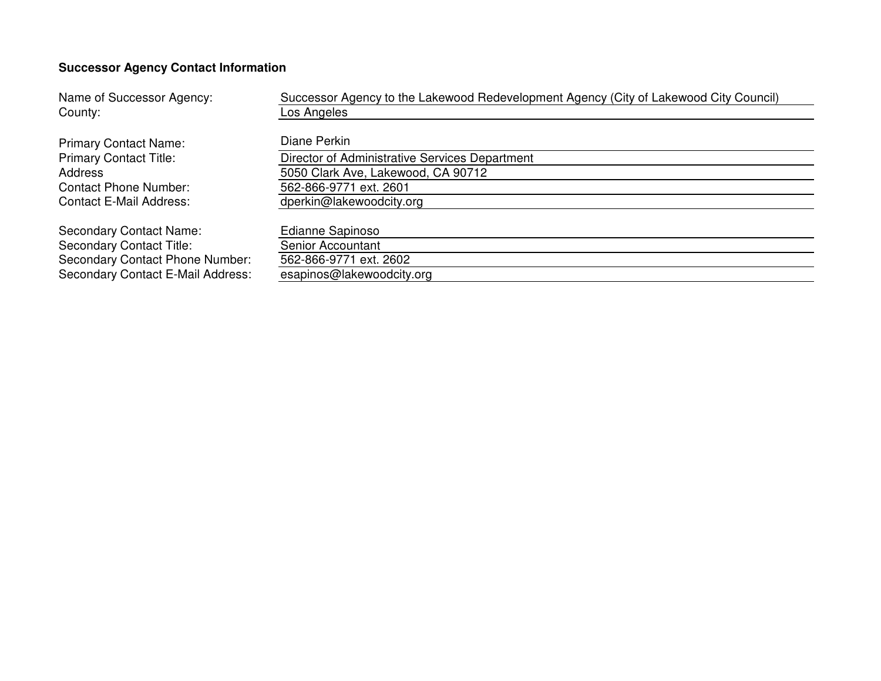**Successor Agency Contact Information**

| | |
|---|---|
| Name of Successor Agency: | Successor Agency to the Lakewood Redevelopment Agency (City of Lakewood City Council) |
| County: | Los Angeles |
| | |
| Primary Contact Name: | Diane Perkin |
| Primary Contact Title: | Director of Administrative Services Department |
| Address | 5050 Clark Ave, Lakewood, CA 90712 |
| Contact Phone Number: | 562-866-9771 ext. 2601 |
| Contact E-Mail Address: | dperkin@lakewoodcity.org |
| | |
| Secondary Contact Name: | Edianne Sapinoso |
| Secondary Contact Title: | Senior Accountant |
| Secondary Contact Phone Number: | 562-866-9771 ext. 2602 |
| Secondary Contact E-Mail Address: | esapinos@lakewoodcity.org |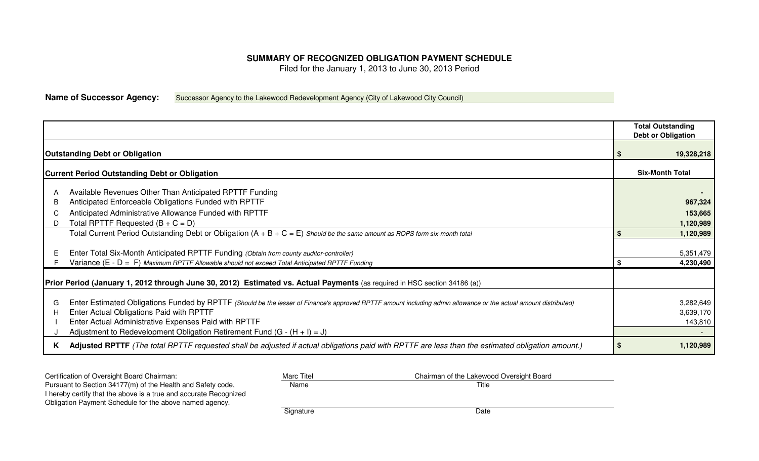**SUMMARY OF RECOGNIZED OBLIGATION PAYMENT SCHEDULE**

Filed for the January 1, 2013 to June 30, 2013 Period

**Name of Successor Agency:** Successor Agency to the Lakewood Redevelopment Agency (City of Lakewood City Council)

| | | Total Outstanding Debt or Obligation |
|---|---|---|
| **Outstanding Debt or Obligation** | | **$ 19,328,218** |
| **Current Period Outstanding Debt or Obligation** | | **Six-Month Total** |
| A | Available Revenues Other Than Anticipated RPTTF Funding | - |
| B | Anticipated Enforceable Obligations Funded with RPTTF | **967,324** |
| C | Anticipated Administrative Allowance Funded with RPTTF | **153,665** |
| D | Total RPTTF Requested (B + C = D) | **1,120,989** |
| | Total Current Period Outstanding Debt or Obligation (A + B + C = E) *Should be the same amount as ROPS form six-month total* | **$ 1,120,989** |
| E | Enter Total Six-Month Anticipated RPTTF Funding *(Obtain from county auditor-controller)* | 5,351,479 |
| F | Variance (E - D = F) *Maximum RPTTF Allowable should not exceed Total Anticipated RPTTF Funding* | **$ 4,230,490** |
| **Prior Period (January 1, 2012 through June 30, 2012) Estimated vs. Actual Payments** (as required in HSC section 34186 (a)) | | |
| G | Enter Estimated Obligations Funded by RPTTF *(Should be the lesser of Finance's approved RPTTF amount including admin allowance or the actual amount distributed)* | 3,282,649 |
| H | Enter Actual Obligations Paid with RPTTF | 3,639,170 |
| I | Enter Actual Administrative Expenses Paid with RPTTF | 143,810 |
| J | Adjustment to Redevelopment Obligation Retirement Fund (G - (H + I) = J) | - |
| **K** | **Adjusted RPTTF** *(The total RPTTF requested shall be adjusted if actual obligations paid with RPTTF are less than the estimated obligation amount.)* | **$ 1,120,989** |

Certification of Oversight Board Chairman:
Pursuant to Section 34177(m) of the Health and Safety code, I hereby certify that the above is a true and accurate Recognized Obligation Payment Schedule for the above named agency.

| Marc Titel | Chairman of the Lakewood Oversight Board |
|---|---|
| Name | Title |
| Signature | Date |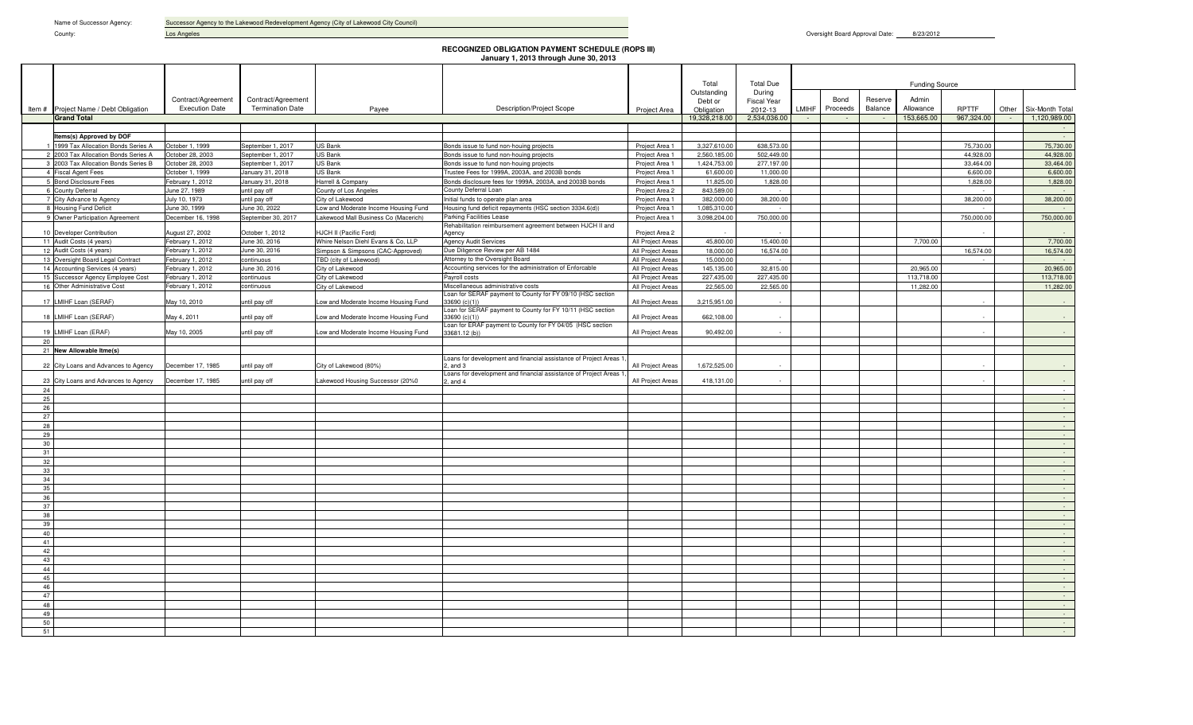Name of Successor Agency: Successor Agency to the Lakewood Redevelopment Agency (City of Lakewood City Council)

County: Los Angeles

Oversight Board Approval Date: 8/23/2012

## RECOGNIZED OBLIGATION PAYMENT SCHEDULE (ROPS III)
### January 1, 2013 through June 30, 2013

| Item # | Project Name / Debt Obligation | Contract/Agreement Execution Date | Contract/Agreement Termination Date | Payee | Description/Project Scope | Project Area | Total Outstanding Debt or Obligation | Total Due During Fiscal Year 2012-13 | Funding Source | | | | | | |
|---|---|---|---|---|---|---|---|---|---|---|---|---|---|---|---|
| | | | | | | | | | LMIHF | Bond Proceeds | Reserve Balance | Admin Allowance | RPTTF | Other | Six-Month Total |
| | **Grand Total** | | | | | | 19,328,218.00 | 2,534,036.00 | - | - | - | 153,665.00 | 967,324.00 | - | 1,120,989.00 |
| | | | | | | | | | | | | | | | - |
| | **Items(s) Approved by DOF** | | | | | | | | | | | | | | - |
| 1 | 1999 Tax Allocation Bonds Series A | October 1, 1999 | September 1, 2017 | US Bank | Bonds issue to fund non-houing projects | Project Area 1 | 3,327,610.00 | 638,573.00 | | | | | 75,730.00 | | 75,730.00 |
| 2 | 2003 Tax Allocation Bonds Series A | October 28, 2003 | September 1, 2017 | US Bank | Bonds issue to fund non-houing projects | Project Area 1 | 2,560,185.00 | 502,449.00 | | | | | 44,928.00 | | 44,928.00 |
| 3 | 2003 Tax Allocation Bonds Series B | October 28, 2003 | September 1, 2017 | US Bank | Bonds issue to fund non-houing projects | Project Area 1 | 1,424,753.00 | 277,197.00 | | | | | 33,464.00 | | 33,464.00 |
| 4 | Fiscal Agent Fees | October 1, 1999 | January 31, 2018 | US Bank | Trustee Fees for 1999A, 2003A, and 2003B bonds | Project Area 1 | 61,600.00 | 11,000.00 | | | | | 6,600.00 | | 6,600.00 |
| 5 | Bond Disclosure Fees | February 1, 2012 | January 31, 2018 | Harrell & Company | Bonds disclosure fees for 1999A, 2003A, and 2003B bonds | Project Area 1 | 11,825.00 | 1,828.00 | | | | | 1,828.00 | | 1,828.00 |
| 6 | County Deferral | June 27, 1989 | until pay off | County of Los Angeles | County Deferral Loan | Project Area 2 | 843,589.00 | - | | | | | - | | - |
| 7 | City Advance to Agency | July 10, 1973 | until pay off | City of Lakewood | Initial funds to operate plan area | Project Area 1 | 382,000.00 | 38,200.00 | | | | | 38,200.00 | | 38,200.00 |
| 8 | Housing Fund Deficit | June 30, 1999 | June 30, 2022 | Low and Moderate Income Housing Fund | Housing fund deficit repayments (HSC section 3334.6(d)) | Project Area 1 | 1,085,310.00 | - | | | | | - | | - |
| 9 | Owner Participation Agreement | December 16, 1998 | September 30, 2017 | Lakewood Mall Business Co (Macerich) | Parking Facilities Lease | Project Area 1 | 3,098,204.00 | 750,000.00 | | | | | 750,000.00 | | 750,000.00 |
| 10 | Developer Contribution | August 27, 2002 | October 1, 2012 | HJCH II (Pacific Ford) | Rehabilitation reimbursement agreement between HJCH II and Agency | Project Area 2 | - | - | | | | | - | | - |
| 11 | Audit Costs (4 years) | February 1, 2012 | June 30, 2016 | Whire Nelson Diehl Evans & Co, LLP | Agency Audit Services | All Project Areas | 45,800.00 | 15,400.00 | | | | 7,700.00 | | | 7,700.00 |
| 12 | Audit Costs (4 years) | February 1, 2012 | June 30, 2016 | Simpson & Simpsons (CAC-Approved) | Due Diligence Review per AB 1484 | All Project Areas | 18,000.00 | 16,574.00 | | | | | 16,574.00 | | 16,574.00 |
| 13 | Oversight Board Legal Contract | February 1, 2012 | continuous | TBD (city of Lakewood) | Attorney to the Oversight Board | All Project Areas | 15,000.00 | - | | | | | - | | - |
| 14 | Accounting Services (4 years) | February 1, 2012 | June 30, 2016 | City of Lakewood | Accounting services for the administration of Enforcable | All Project Areas | 145,135.00 | 32,815.00 | | | | 20,965.00 | | | 20,965.00 |
| 15 | Successor Agency Employee Cost | February 1, 2012 | continuous | City of Lakewood | Payroll costs | All Project Areas | 227,435.00 | 227,435.00 | | | | 113,718.00 | | | 113,718.00 |
| 16 | Other Administrative Cost | February 1, 2012 | continuous | City of Lakewood | Miscellaneous administrative costs | All Project Areas | 22,565.00 | 22,565.00 | | | | 11,282.00 | | | 11,282.00 |
| 17 | LMIHF Loan (SERAF) | May 10, 2010 | until pay off | Low and Moderate Income Housing Fund | Loan for SERAF payment to County for FY 09/10 (HSC section 33690 (c)(1)) | All Project Areas | 3,215,951.00 | - | | | | | - | | - |
| 18 | LMIHF Loan (SERAF) | May 4, 2011 | until pay off | Low and Moderate Income Housing Fund | Loan for SERAF payment to County for FY 10/11 (HSC section 33690 (c)(1)) | All Project Areas | 662,108.00 | - | | | | | - | | - |
| 19 | LMIHF Loan (ERAF) | May 10, 2005 | until pay off | Low and Moderate Income Housing Fund | Loan for ERAF payment to County for FY 04/05 (HSC section 33681.12 (b)) | All Project Areas | 90,492.00 | - | | | | | - | | - |
| 20 | | | | | | | | | | | | | | | |
| 21 | **New Allowable Itme(s)** | | | | | | | | | | | | | | |
| 22 | City Loans and Advances to Agency | December 17, 1985 | until pay off | City of Lakewood (80%) | Loans for development and financial assistance of Project Areas 1, 2, and 3 | All Project Areas | 1,672,525.00 | - | | | | | - | | - |
| 23 | City Loans and Advances to Agency | December 17, 1985 | until pay off | Lakewood Housing Successor (20%0 | Loans for development and financial assistance of Project Areas 1, 2, and 4 | All Project Areas | 418,131.00 | - | | | | | - | | - |
| 24 | | | | | | | | | | | | | | | - |
| 25 | | | | | | | | | | | | | | | - |
| 26 | | | | | | | | | | | | | | | - |
| 27 | | | | | | | | | | | | | | | - |
| 28 | | | | | | | | | | | | | | | - |
| 29 | | | | | | | | | | | | | | | - |
| 30 | | | | | | | | | | | | | | | - |
| 31 | | | | | | | | | | | | | | | - |
| 32 | | | | | | | | | | | | | | | - |
| 33 | | | | | | | | | | | | | | | - |
| 34 | | | | | | | | | | | | | | | - |
| 35 | | | | | | | | | | | | | | | - |
| 36 | | | | | | | | | | | | | | | - |
| 37 | | | | | | | | | | | | | | | - |
| 38 | | | | | | | | | | | | | | | - |
| 39 | | | | | | | | | | | | | | | - |
| 40 | | | | | | | | | | | | | | | - |
| 41 | | | | | | | | | | | | | | | - |
| 42 | | | | | | | | | | | | | | | - |
| 43 | | | | | | | | | | | | | | | - |
| 44 | | | | | | | | | | | | | | | - |
| 45 | | | | | | | | | | | | | | | - |
| 46 | | | | | | | | | | | | | | | - |
| 47 | | | | | | | | | | | | | | | - |
| 48 | | | | | | | | | | | | | | | - |
| 49 | | | | | | | | | | | | | | | - |
| 50 | | | | | | | | | | | | | | | - |
| 51 | | | | | | | | | | | | | | | - |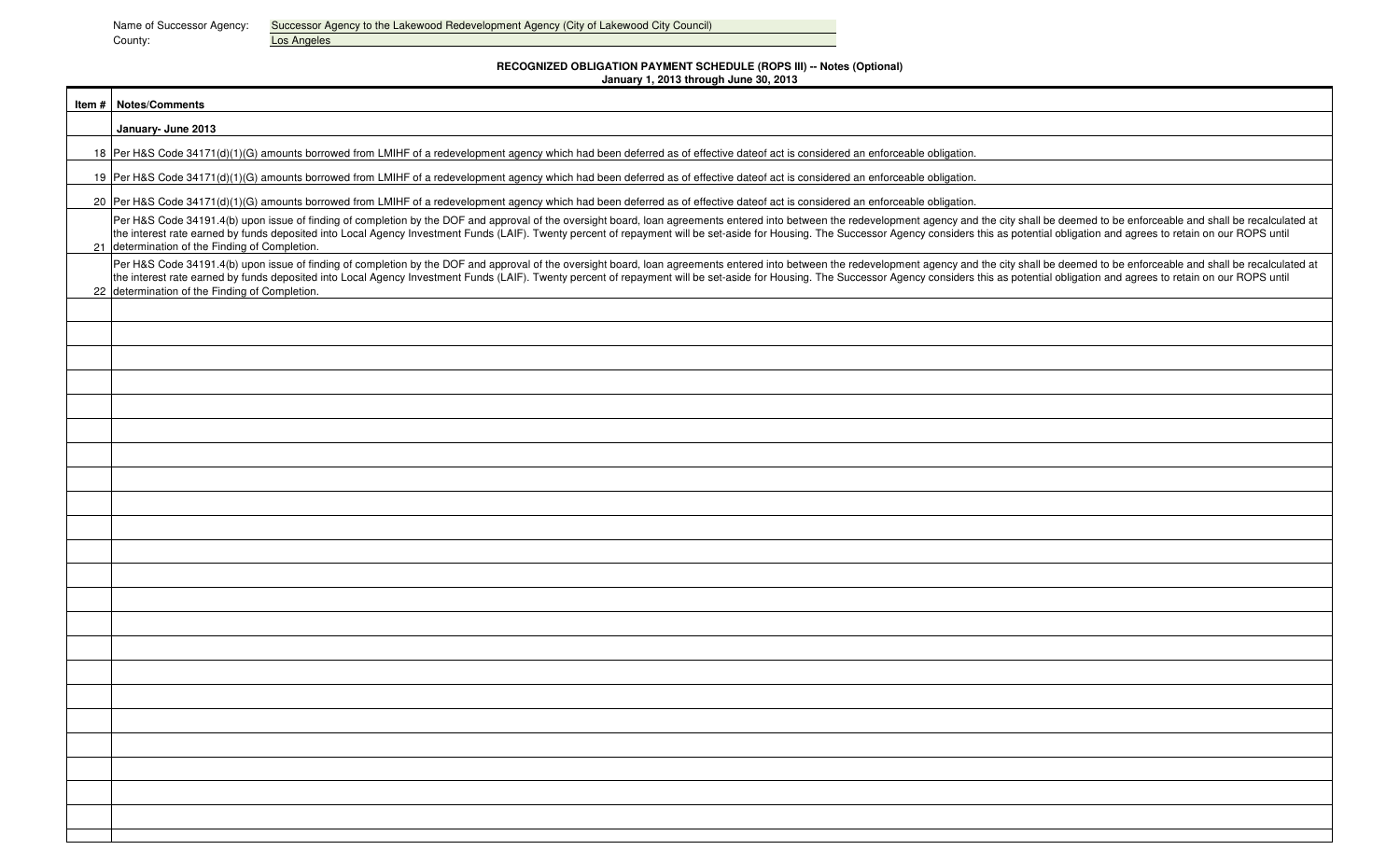Name of Successor Agency: Successor Agency to the Lakewood Redevelopment Agency (City of Lakewood City Council)
County: Los Angeles

**RECOGNIZED OBLIGATION PAYMENT SCHEDULE (ROPS III) -- Notes (Optional)**
**January 1, 2013 through June 30, 2013**

| Item # | Notes/Comments |
|---|---|
| | **January- June 2013** |
| 18 | Per H&S Code 34171(d)(1)(G) amounts borrowed from LMIHF of a redevelopment agency which had been deferred as of effective dateof act is considered an enforceable obligation. |
| 19 | Per H&S Code 34171(d)(1)(G) amounts borrowed from LMIHF of a redevelopment agency which had been deferred as of effective dateof act is considered an enforceable obligation. |
| 20 | Per H&S Code 34171(d)(1)(G) amounts borrowed from LMIHF of a redevelopment agency which had been deferred as of effective dateof act is considered an enforceable obligation. |
| 21 | Per H&S Code 34191.4(b) upon issue of finding of completion by the DOF and approval of the oversight board, loan agreements entered into between the redevelopment agency and the city shall be deemed to be enforceable and shall be recalculated at the interest rate earned by funds deposited into Local Agency Investment Funds (LAIF). Twenty percent of repayment will be set-aside for Housing. The Successor Agency considers this as potential obligation and agrees to retain on our ROPS until determination of the Finding of Completion. |
| 22 | Per H&S Code 34191.4(b) upon issue of finding of completion by the DOF and approval of the oversight board, loan agreements entered into between the redevelopment agency and the city shall be deemed to be enforceable and shall be recalculated at the interest rate earned by funds deposited into Local Agency Investment Funds (LAIF). Twenty percent of repayment will be set-aside for Housing. The Successor Agency considers this as potential obligation and agrees to retain on our ROPS until determination of the Finding of Completion. |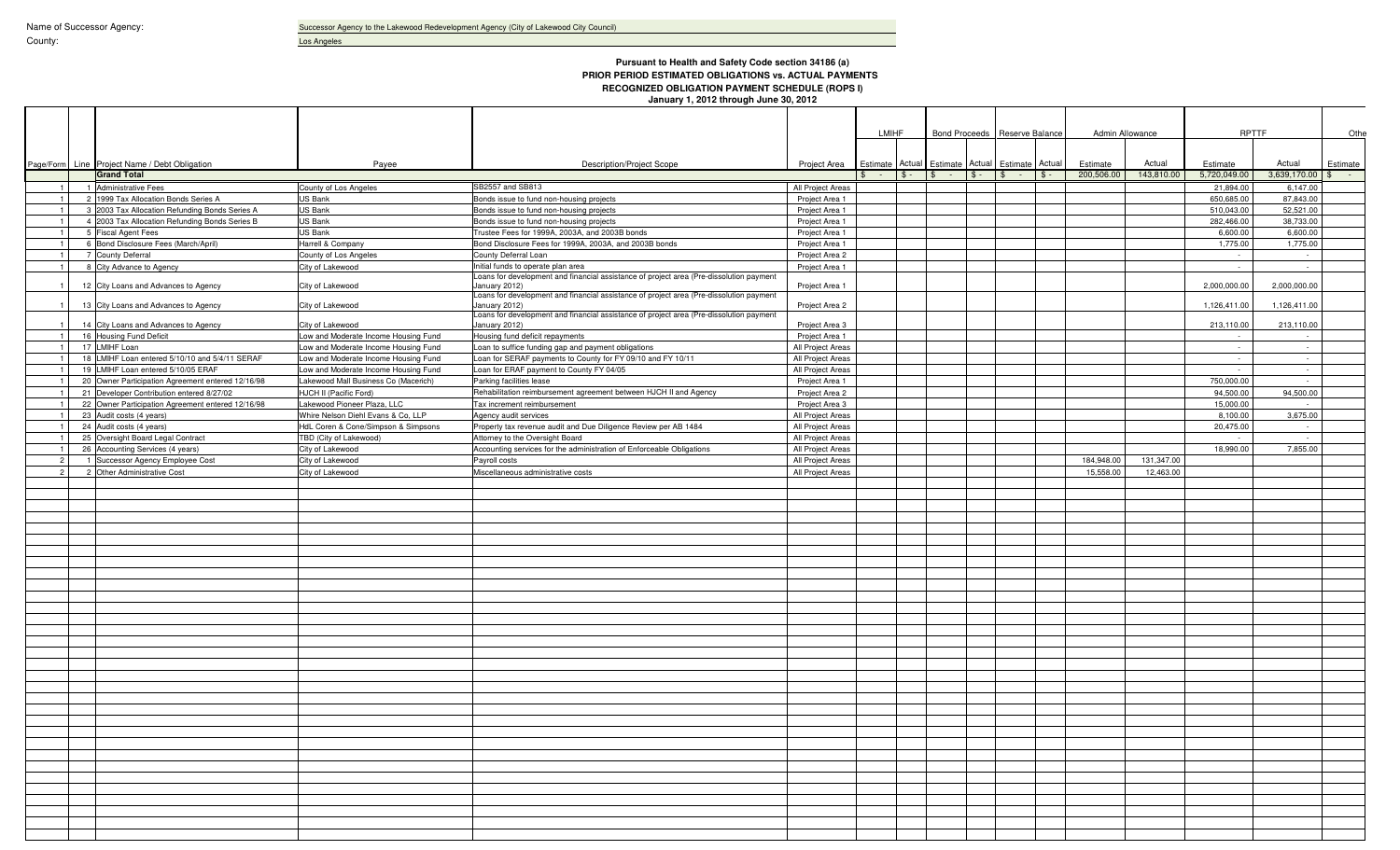Name of Successor Agency: Successor Agency to the Lakewood Redevelopment Agency (City of Lakewood City Council)

County: Los Angeles

**Pursuant to Health and Safety Code section 34186 (a)**
**PRIOR PERIOD ESTIMATED OBLIGATIONS vs. ACTUAL PAYMENTS**
**RECOGNIZED OBLIGATION PAYMENT SCHEDULE (ROPS I)**
**January 1, 2012 through June 30, 2012**

| | | | | | | LMIHF | | Bond Proceeds | | Reserve Balance | | Admin Allowance | | RPTTF | | Othe |
|---|---|---|---|---|---|---|---|---|---|---|---|---|---|---|---|---|
| Page/Form | Line | Project Name / Debt Obligation | Payee | Description/Project Scope | Project Area | Estimate | Actual | Estimate | Actual | Estimate | Actual | Estimate | Actual | Estimate | Actual | Estimate |
| | | **Grand Total** | | | | $ - | $ - | $ - | $ - | $ - | $ - | 200,506.00 | 143,810.00 | 5,720,049.00 | 3,639,170.00 | $ - |
| 1 | 1 | Administrative Fees | County of Los Angeles | SB2557 and SB813 | All Project Areas | | | | | | | | | 21,894.00 | 6,147.00 | |
| 1 | 2 | 1999 Tax Allocation Bonds Series A | US Bank | Bonds issue to fund non-housing projects | Project Area 1 | | | | | | | | | 650,685.00 | 87,843.00 | |
| 1 | 3 | 2003 Tax Allocation Refunding Bonds Series A | US Bank | Bonds issue to fund non-housing projects | Project Area 1 | | | | | | | | | 510,043.00 | 52,521.00 | |
| 1 | 4 | 2003 Tax Allocation Refunding Bonds Series B | US Bank | Bonds issue to fund non-housing projects | Project Area 1 | | | | | | | | | 282,466.00 | 38,733.00 | |
| 1 | 5 | Fiscal Agent Fees | US Bank | Trustee Fees for 1999A, 2003A, and 2003B bonds | Project Area 1 | | | | | | | | | 6,600.00 | 6,600.00 | |
| 1 | 6 | Bond Disclosure Fees (March/April) | Harrell & Company | Bond Disclosure Fees for 1999A, 2003A, and 2003B bonds | Project Area 1 | | | | | | | | | 1,775.00 | 1,775.00 | |
| 1 | 7 | County Deferral | County of Los Angeles | County Deferral Loan | Project Area 2 | | | | | | | | | - | - | |
| 1 | 8 | City Advance to Agency | City of Lakewood | Initial funds to operate plan area | Project Area 1 | | | | | | | | | - | - | |
| 1 | 12 | City Loans and Advances to Agency | City of Lakewood | Loans for development and financial assistance of project area (Pre-dissolution payment January 2012) | Project Area 1 | | | | | | | | | 2,000,000.00 | 2,000,000.00 | |
| 1 | 13 | City Loans and Advances to Agency | City of Lakewood | Loans for development and financial assistance of project area (Pre-dissolution payment January 2012) | Project Area 2 | | | | | | | | | 1,126,411.00 | 1,126,411.00 | |
| 1 | 14 | City Loans and Advances to Agency | City of Lakewood | Loans for development and financial assistance of project area (Pre-dissolution payment January 2012) | Project Area 3 | | | | | | | | | 213,110.00 | 213,110.00 | |
| 1 | 16 | Housing Fund Deficit | Low and Moderate Income Housing Fund | Housing fund deficit repayments | Project Area 1 | | | | | | | | | - | - | |
| 1 | 17 | LMIHF Loan | Low and Moderate Income Housing Fund | Loan to suffice funding gap and payment obligations | All Project Areas | | | | | | | | | - | - | |
| 1 | 18 | LMIHF Loan entered 5/10/10 and 5/4/11 SERAF | Low and Moderate Income Housing Fund | Loan for SERAF payments to County for FY 09/10 and FY 10/11 | All Project Areas | | | | | | | | | - | - | |
| 1 | 19 | LMIHF Loan entered 5/10/05 ERAF | Low and Moderate Income Housing Fund | Loan for ERAF payment to County for FY 04/05 | All Project Areas | | | | | | | | | - | - | |
| 1 | 20 | Owner Participation Agreement entered 12/16/98 | Lakewood Mall Business Co (Macerich) | Parking facilities lease | Project Area 1 | | | | | | | | | 750,000.00 | - | |
| 1 | 21 | Developer Contribution entered 8/27/02 | HJCH II (Pacific Ford) | Rehabilitation reimbursement agreement between HJCH II and Agency | Project Area 2 | | | | | | | | | 94,500.00 | 94,500.00 | |
| 1 | 22 | Owner Participation Agreement entered 12/16/98 | Lakewood Pioneer Plaza, LLC | Tax increment reimbursement | Project Area 3 | | | | | | | | | 15,000.00 | - | |
| 1 | 23 | Audit costs (4 years) | Whire Nelson Diehl Evans & Co, LLP | Agency audit services | All Project Areas | | | | | | | | | 8,100.00 | 3,675.00 | |
| 1 | 24 | Audit costs (4 years) | HdL Coren & Cone/Simpson & Simpsons | Property tax revenue audit and Due Diligence Review per AB 1484 | All Project Areas | | | | | | | | | 20,475.00 | - | |
| 1 | 25 | Oversight Board Legal Contract | TBD (City of Lakewood) | Attorney to the Oversight Board | All Project Areas | | | | | | | | | - | - | |
| 1 | 26 | Accounting Services (4 years) | City of Lakewood | Accounting services for the administration of Enforceable Obligations | All Project Areas | | | | | | | | | 18,990.00 | 7,855.00 | |
| 2 | 1 | Successor Agency Employee Cost | City of Lakewood | Payroll costs | All Project Areas | | | | | | | 184,948.00 | 131,347.00 | | | |
| 2 | 2 | Other Administrative Cost | City of Lakewood | Miscellaneous administrative costs | All Project Areas | | | | | | | 15,558.00 | 12,463.00 | | | |